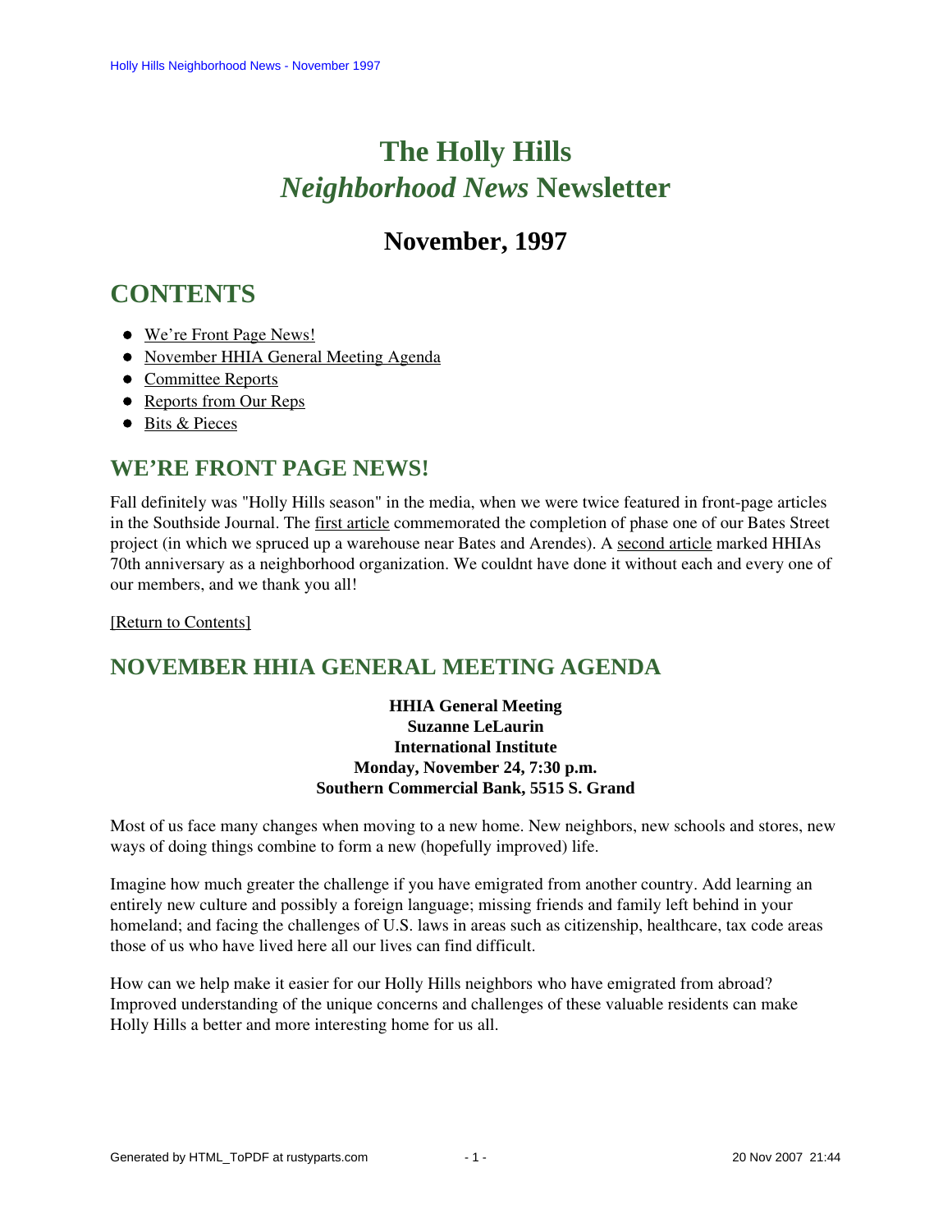# The Holly Hills *Neighborhood News* Newsletter

## November, 1997

## CONTENTS

- We're Front Page News!
- November HHIA General Meeting Agenda
- Committee Reports
- Reports from Our Reps
- Bits & Pieces

## WE'RE FRONT PAGE NEWS!

Fall definitely was "Holly Hills season" in the media, when we were twice featured in front-page articles in the Southside Journal. The first article commemorated the completion of phase one of our Bates Street project (in which we spruced up a warehouse near Bates and Arendes). A second article marked HHIAs 70th anniversary as a neighborhood organization. We couldnt have done it without each and every one of our members, and we thank you all!

[Return to Contents]

## NOVEMBER HHIA GENERAL MEETING AGENDA

**HHIA General Meeting**
**Suzanne LeLaurin**
**International Institute**
**Monday, November 24, 7:30 p.m.**
**Southern Commercial Bank, 5515 S. Grand**

Most of us face many changes when moving to a new home. New neighbors, new schools and stores, new ways of doing things combine to form a new (hopefully improved) life.

Imagine how much greater the challenge if you have emigrated from another country. Add learning an entirely new culture and possibly a foreign language; missing friends and family left behind in your homeland; and facing the challenges of U.S. laws in areas such as citizenship, healthcare, tax code areas those of us who have lived here all our lives can find difficult.

How can we help make it easier for our Holly Hills neighbors who have emigrated from abroad? Improved understanding of the unique concerns and challenges of these valuable residents can make Holly Hills a better and more interesting home for us all.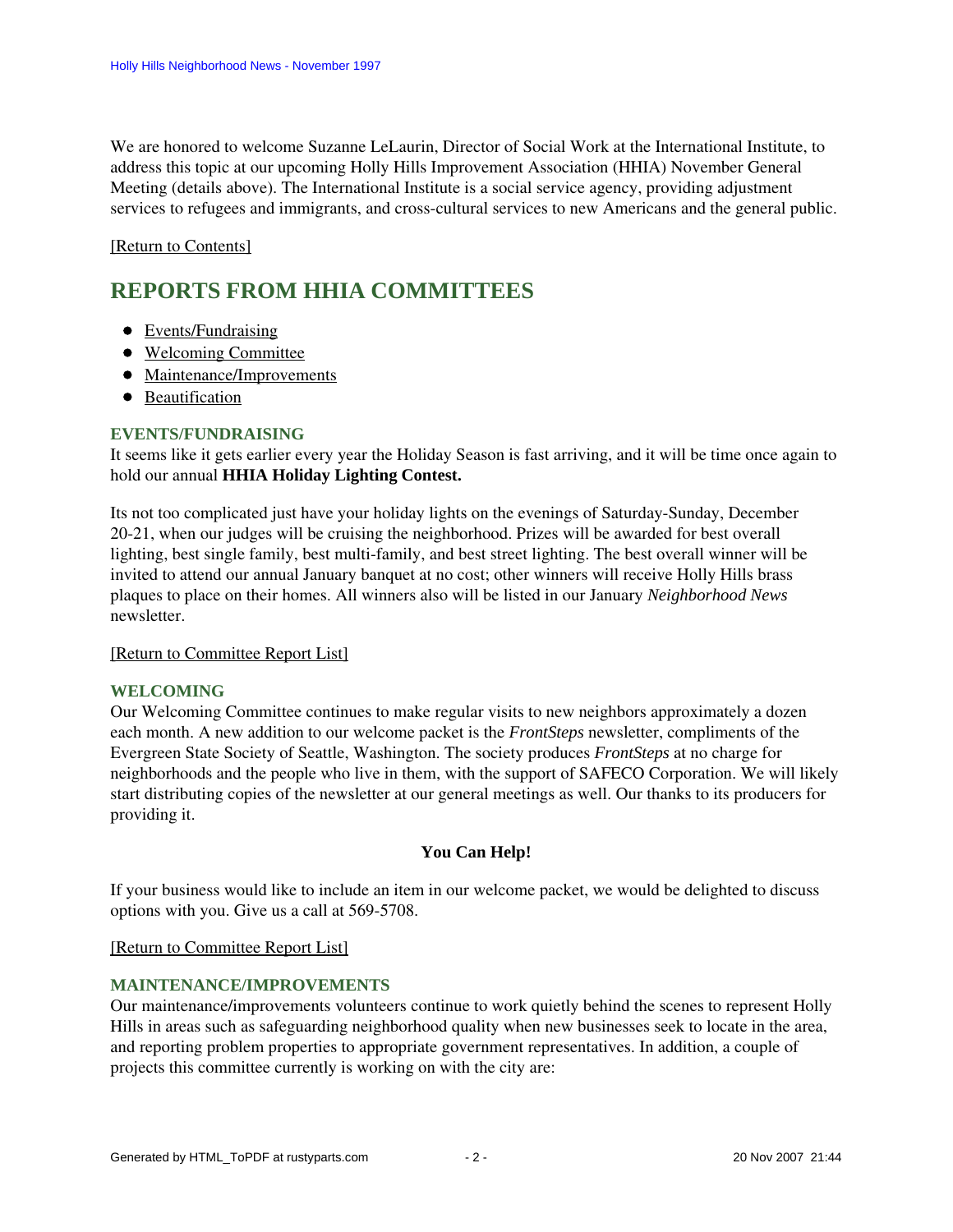We are honored to welcome Suzanne LeLaurin, Director of Social Work at the International Institute, to address this topic at our upcoming Holly Hills Improvement Association (HHIA) November General Meeting (details above). The International Institute is a social service agency, providing adjustment services to refugees and immigrants, and cross-cultural services to new Americans and the general public.

[Return to Contents]

## REPORTS FROM HHIA COMMITTEES

- Events/Fundraising
- Welcoming Committee
- Maintenance/Improvements
- Beautification

### EVENTS/FUNDRAISING

It seems like it gets earlier every year the Holiday Season is fast arriving, and it will be time once again to hold our annual **HHIA Holiday Lighting Contest.**

Its not too complicated just have your holiday lights on the evenings of Saturday-Sunday, December 20-21, when our judges will be cruising the neighborhood. Prizes will be awarded for best overall lighting, best single family, best multi-family, and best street lighting. The best overall winner will be invited to attend our annual January banquet at no cost; other winners will receive Holly Hills brass plaques to place on their homes. All winners also will be listed in our January *Neighborhood News* newsletter.

[Return to Committee Report List]

### WELCOMING

Our Welcoming Committee continues to make regular visits to new neighbors approximately a dozen each month. A new addition to our welcome packet is the *FrontSteps* newsletter, compliments of the Evergreen State Society of Seattle, Washington. The society produces *FrontSteps* at no charge for neighborhoods and the people who live in them, with the support of SAFECO Corporation. We will likely start distributing copies of the newsletter at our general meetings as well. Our thanks to its producers for providing it.

**You Can Help!**

If your business would like to include an item in our welcome packet, we would be delighted to discuss options with you. Give us a call at 569-5708.

[Return to Committee Report List]

### MAINTENANCE/IMPROVEMENTS

Our maintenance/improvements volunteers continue to work quietly behind the scenes to represent Holly Hills in areas such as safeguarding neighborhood quality when new businesses seek to locate in the area, and reporting problem properties to appropriate government representatives. In addition, a couple of projects this committee currently is working on with the city are: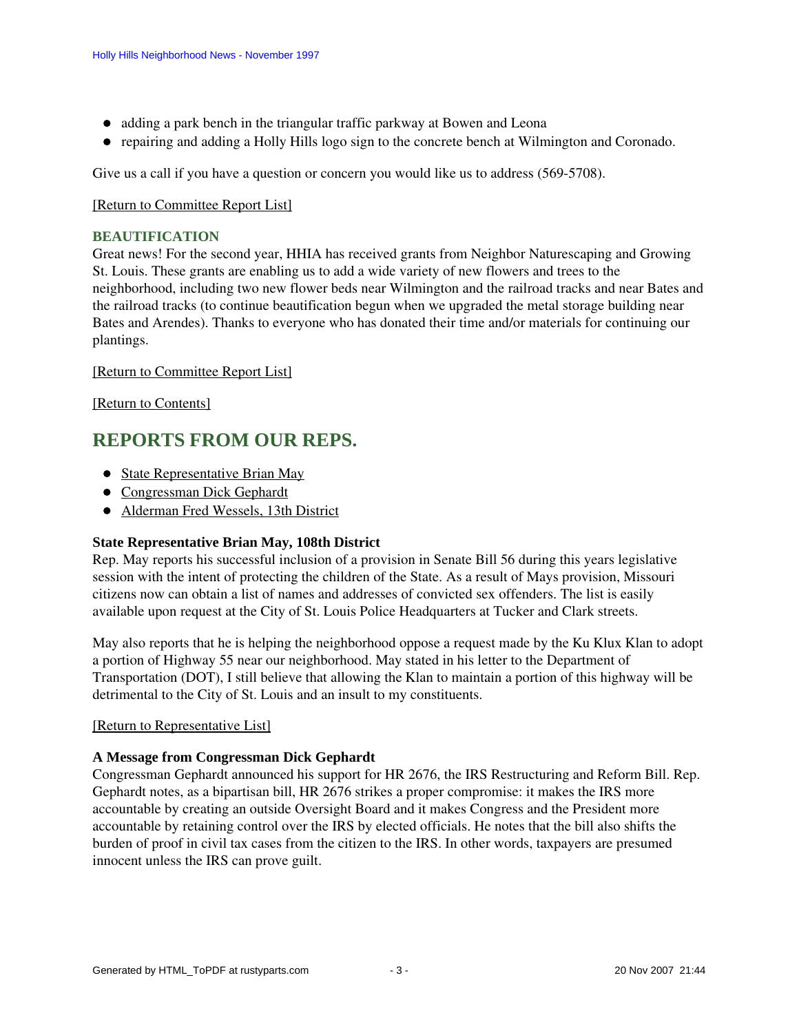- adding a park bench in the triangular traffic parkway at Bowen and Leona
- repairing and adding a Holly Hills logo sign to the concrete bench at Wilmington and Coronado.

Give us a call if you have a question or concern you would like us to address (569-5708).

[Return to Committee Report List]

### BEAUTIFICATION

Great news! For the second year, HHIA has received grants from Neighbor Naturescaping and Growing St. Louis. These grants are enabling us to add a wide variety of new flowers and trees to the neighborhood, including two new flower beds near Wilmington and the railroad tracks and near Bates and the railroad tracks (to continue beautification begun when we upgraded the metal storage building near Bates and Arendes). Thanks to everyone who has donated their time and/or materials for continuing our plantings.

[Return to Committee Report List]

[Return to Contents]

## REPORTS FROM OUR REPS.

- State Representative Brian May
- Congressman Dick Gephardt
- Alderman Fred Wessels, 13th District

**State Representative Brian May, 108th District**

Rep. May reports his successful inclusion of a provision in Senate Bill 56 during this years legislative session with the intent of protecting the children of the State. As a result of Mays provision, Missouri citizens now can obtain a list of names and addresses of convicted sex offenders. The list is easily available upon request at the City of St. Louis Police Headquarters at Tucker and Clark streets.

May also reports that he is helping the neighborhood oppose a request made by the Ku Klux Klan to adopt a portion of Highway 55 near our neighborhood. May stated in his letter to the Department of Transportation (DOT), I still believe that allowing the Klan to maintain a portion of this highway will be detrimental to the City of St. Louis and an insult to my constituents.

[Return to Representative List]

**A Message from Congressman Dick Gephardt**

Congressman Gephardt announced his support for HR 2676, the IRS Restructuring and Reform Bill. Rep. Gephardt notes, as a bipartisan bill, HR 2676 strikes a proper compromise: it makes the IRS more accountable by creating an outside Oversight Board and it makes Congress and the President more accountable by retaining control over the IRS by elected officials. He notes that the bill also shifts the burden of proof in civil tax cases from the citizen to the IRS. In other words, taxpayers are presumed innocent unless the IRS can prove guilt.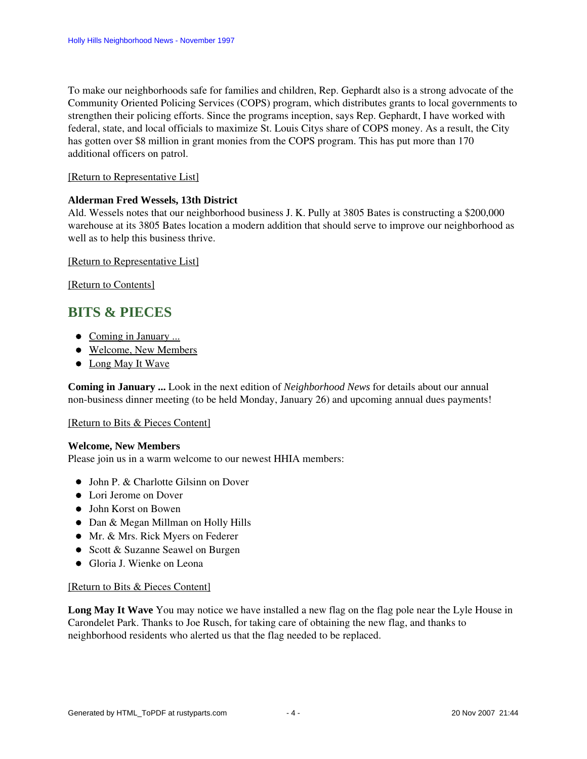To make our neighborhoods safe for families and children, Rep. Gephardt also is a strong advocate of the Community Oriented Policing Services (COPS) program, which distributes grants to local governments to strengthen their policing efforts. Since the programs inception, says Rep. Gephardt, I have worked with federal, state, and local officials to maximize St. Louis Citys share of COPS money. As a result, the City has gotten over $8 million in grant monies from the COPS program. This has put more than 170 additional officers on patrol.

[Return to Representative List]

**Alderman Fred Wessels, 13th District**
Ald. Wessels notes that our neighborhood business J. K. Pully at 3805 Bates is constructing a $200,000 warehouse at its 3805 Bates location a modern addition that should serve to improve our neighborhood as well as to help this business thrive.

[Return to Representative List]

[Return to Contents]

## BITS & PIECES

- Coming in January ...
- Welcome, New Members
- Long May It Wave

**Coming in January ...** Look in the next edition of *Neighborhood News* for details about our annual non-business dinner meeting (to be held Monday, January 26) and upcoming annual dues payments!

[Return to Bits & Pieces Content]

**Welcome, New Members**
Please join us in a warm welcome to our newest HHIA members:

- John P. & Charlotte Gilsinn on Dover
- Lori Jerome on Dover
- John Korst on Bowen
- Dan & Megan Millman on Holly Hills
- Mr. & Mrs. Rick Myers on Federer
- Scott & Suzanne Seawel on Burgen
- Gloria J. Wienke on Leona

[Return to Bits & Pieces Content]

**Long May It Wave** You may notice we have installed a new flag on the flag pole near the Lyle House in Carondelet Park. Thanks to Joe Rusch, for taking care of obtaining the new flag, and thanks to neighborhood residents who alerted us that the flag needed to be replaced.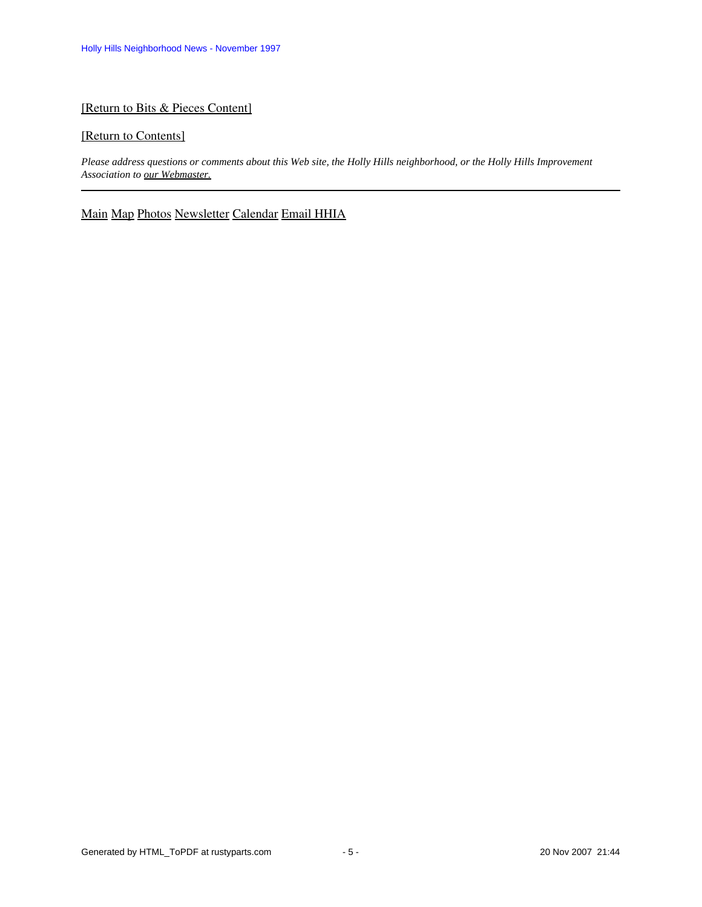[Return to Bits & Pieces Content]

[Return to Contents]

*Please address questions or comments about this Web site, the Holly Hills neighborhood, or the Holly Hills Improvement Association to our Webmaster.*

---

Main Map Photos Newsletter Calendar Email HHIA